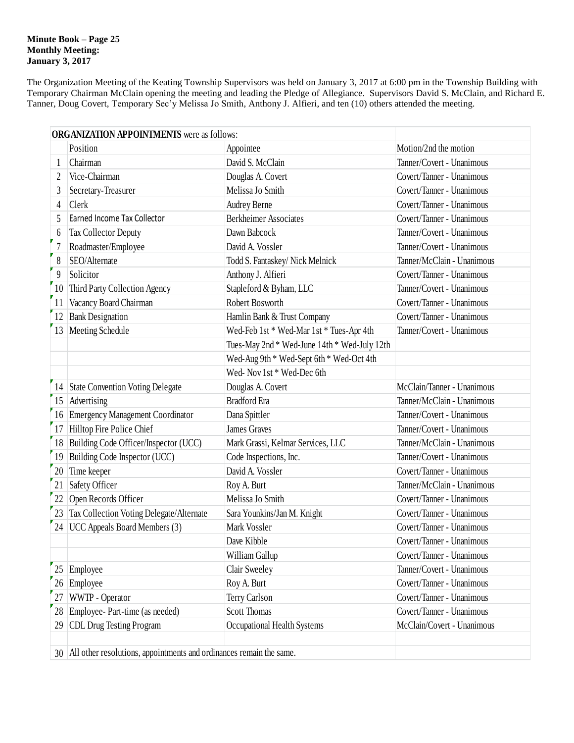**Minute Book – Page 25**
**Monthly Meeting:**
**January 3, 2017**

The Organization Meeting of the Keating Township Supervisors was held on January 3, 2017 at 6:00 pm in the Township Building with Temporary Chairman McClain opening the meeting and leading the Pledge of Allegiance. Supervisors David S. McClain, and Richard E. Tanner, Doug Covert, Temporary Sec'y Melissa Jo Smith, Anthony J. Alfieri, and ten (10) others attended the meeting.

| **ORGANIZATION APPOINTMENTS** were as follows: | | | |
|---|---|---|---|
| | Position | Appointee | Motion/2nd the motion |
| 1 | Chairman | David S. McClain | Tanner/Covert - Unanimous |
| 2 | Vice-Chairman | Douglas A. Covert | Covert/Tanner - Unanimous |
| 3 | Secretary-Treasurer | Melissa Jo Smith | Covert/Tanner - Unanimous |
| 4 | Clerk | Audrey Berne | Covert/Tanner - Unanimous |
| 5 | Earned Income Tax Collector | Berkheimer Associates | Covert/Tanner - Unanimous |
| 6 | Tax Collector Deputy | Dawn Babcock | Tanner/Covert - Unanimous |
| 7 | Roadmaster/Employee | David A. Vossler | Tanner/Covert - Unanimous |
| 8 | SEO/Alternate | Todd S. Fantaskey/ Nick Melnick | Tanner/McClain - Unanimous |
| 9 | Solicitor | Anthony J. Alfieri | Covert/Tanner - Unanimous |
| 10 | Third Party Collection Agency | Stapleford & Byham, LLC | Tanner/Covert - Unanimous |
| 11 | Vacancy Board Chairman | Robert Bosworth | Covert/Tanner - Unanimous |
| 12 | Bank Designation | Hamlin Bank & Trust Company | Covert/Tanner - Unanimous |
| 13 | Meeting Schedule | Wed-Feb 1st * Wed-Mar 1st * Tues-Apr 4th | Tanner/Covert - Unanimous |
| | | Tues-May 2nd * Wed-June 14th * Wed-July 12th | |
| | | Wed-Aug 9th * Wed-Sept 6th * Wed-Oct 4th | |
| | | Wed- Nov 1st * Wed-Dec 6th | |
| 14 | State Convention Voting Delegate | Douglas A. Covert | McClain/Tanner - Unanimous |
| 15 | Advertising | Bradford Era | Tanner/McClain - Unanimous |
| 16 | Emergency Management Coordinator | Dana Spittler | Tanner/Covert - Unanimous |
| 17 | Hilltop Fire Police Chief | James Graves | Tanner/Covert - Unanimous |
| 18 | Building Code Officer/Inspector (UCC) | Mark Grassi, Kelmar Services, LLC | Tanner/McClain - Unanimous |
| 19 | Building Code Inspector (UCC) | Code Inspections, Inc. | Tanner/Covert - Unanimous |
| 20 | Time keeper | David A. Vossler | Covert/Tanner - Unanimous |
| 21 | Safety Officer | Roy A. Burt | Tanner/McClain - Unanimous |
| 22 | Open Records Officer | Melissa Jo Smith | Covert/Tanner - Unanimous |
| 23 | Tax Collection Voting Delegate/Alternate | Sara Younkins/Jan M. Knight | Covert/Tanner - Unanimous |
| 24 | UCC Appeals Board Members (3) | Mark Vossler | Covert/Tanner - Unanimous |
| | | Dave Kibble | Covert/Tanner - Unanimous |
| | | William Gallup | Covert/Tanner - Unanimous |
| 25 | Employee | Clair Sweeley | Tanner/Covert - Unanimous |
| 26 | Employee | Roy A. Burt | Covert/Tanner - Unanimous |
| 27 | WWTP - Operator | Terry Carlson | Covert/Tanner - Unanimous |
| 28 | Employee- Part-time (as needed) | Scott Thomas | Covert/Tanner - Unanimous |
| 29 | CDL Drug Testing Program | Occupational Health Systems | McClain/Covert - Unanimous |
| | | | |
| 30 | All other resolutions, appointments and ordinances remain the same. | | |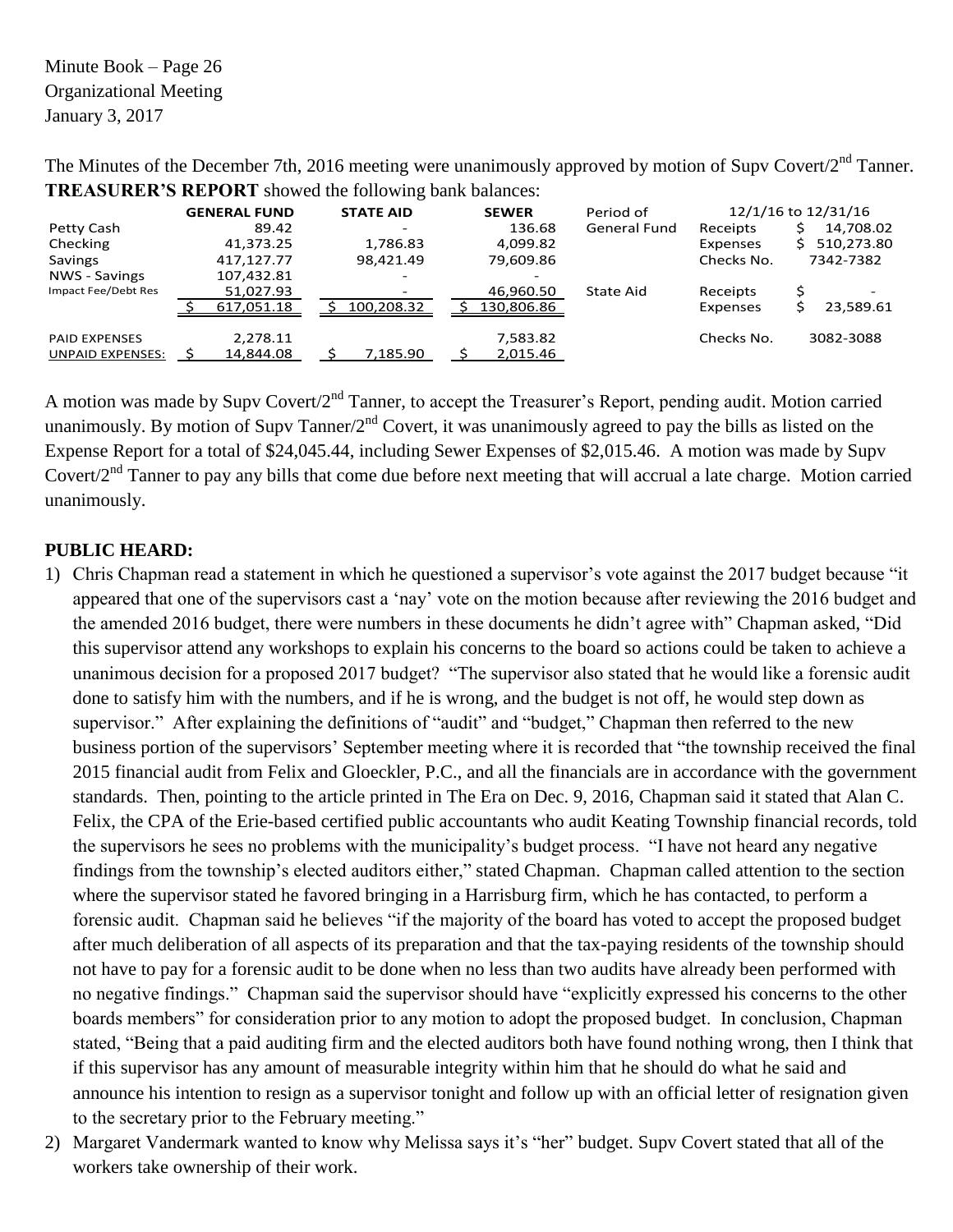Minute Book – Page 26
Organizational Meeting
January 3, 2017

The Minutes of the December 7th, 2016 meeting were unanimously approved by motion of Supv Covert/2nd Tanner.

**TREASURER'S REPORT** showed the following bank balances:

| | GENERAL FUND | STATE AID | SEWER | Period of | 12/1/16 to 12/31/16 | |
|---|---|---|---|---|---|---|
| Petty Cash | 89.42 | - | 136.68 | General Fund | Receipts | $ 14,708.02 |
| Checking | 41,373.25 | 1,786.83 | 4,099.82 | | Expenses | $ 510,273.80 |
| Savings | 417,127.77 | 98,421.49 | 79,609.86 | | Checks No. | 7342-7382 |
| NWS - Savings | 107,432.81 | - | - | | | |
| Impact Fee/Debt Res | 51,027.93 | - | 46,960.50 | State Aid | Receipts | $ - |
| | $ 617,051.18 | $ 100,208.32 | $ 130,806.86 | | Expenses | $ 23,589.61 |
| PAID EXPENSES | 2,278.11 | | 7,583.82 | | Checks No. | 3082-3088 |
| UNPAID EXPENSES: | $ 14,844.08 | $ 7,185.90 | $ 2,015.46 | | | |

A motion was made by Supv Covert/2nd Tanner, to accept the Treasurer's Report, pending audit. Motion carried unanimously. By motion of Supv Tanner/2nd Covert, it was unanimously agreed to pay the bills as listed on the Expense Report for a total of $24,045.44, including Sewer Expenses of $2,015.46. A motion was made by Supv Covert/2nd Tanner to pay any bills that come due before next meeting that will accrual a late charge. Motion carried unanimously.

**PUBLIC HEARD:**

1) Chris Chapman read a statement in which he questioned a supervisor's vote against the 2017 budget because "it appeared that one of the supervisors cast a 'nay' vote on the motion because after reviewing the 2016 budget and the amended 2016 budget, there were numbers in these documents he didn't agree with" Chapman asked, "Did this supervisor attend any workshops to explain his concerns to the board so actions could be taken to achieve a unanimous decision for a proposed 2017 budget? "The supervisor also stated that he would like a forensic audit done to satisfy him with the numbers, and if he is wrong, and the budget is not off, he would step down as supervisor." After explaining the definitions of "audit" and "budget," Chapman then referred to the new business portion of the supervisors' September meeting where it is recorded that "the township received the final 2015 financial audit from Felix and Gloeckler, P.C., and all the financials are in accordance with the government standards. Then, pointing to the article printed in The Era on Dec. 9, 2016, Chapman said it stated that Alan C. Felix, the CPA of the Erie-based certified public accountants who audit Keating Township financial records, told the supervisors he sees no problems with the municipality's budget process. "I have not heard any negative findings from the township's elected auditors either," stated Chapman. Chapman called attention to the section where the supervisor stated he favored bringing in a Harrisburg firm, which he has contacted, to perform a forensic audit. Chapman said he believes "if the majority of the board has voted to accept the proposed budget after much deliberation of all aspects of its preparation and that the tax-paying residents of the township should not have to pay for a forensic audit to be done when no less than two audits have already been performed with no negative findings." Chapman said the supervisor should have "explicitly expressed his concerns to the other boards members" for consideration prior to any motion to adopt the proposed budget. In conclusion, Chapman stated, "Being that a paid auditing firm and the elected auditors both have found nothing wrong, then I think that if this supervisor has any amount of measurable integrity within him that he should do what he said and announce his intention to resign as a supervisor tonight and follow up with an official letter of resignation given to the secretary prior to the February meeting."
2) Margaret Vandermark wanted to know why Melissa says it's "her" budget. Supv Covert stated that all of the workers take ownership of their work.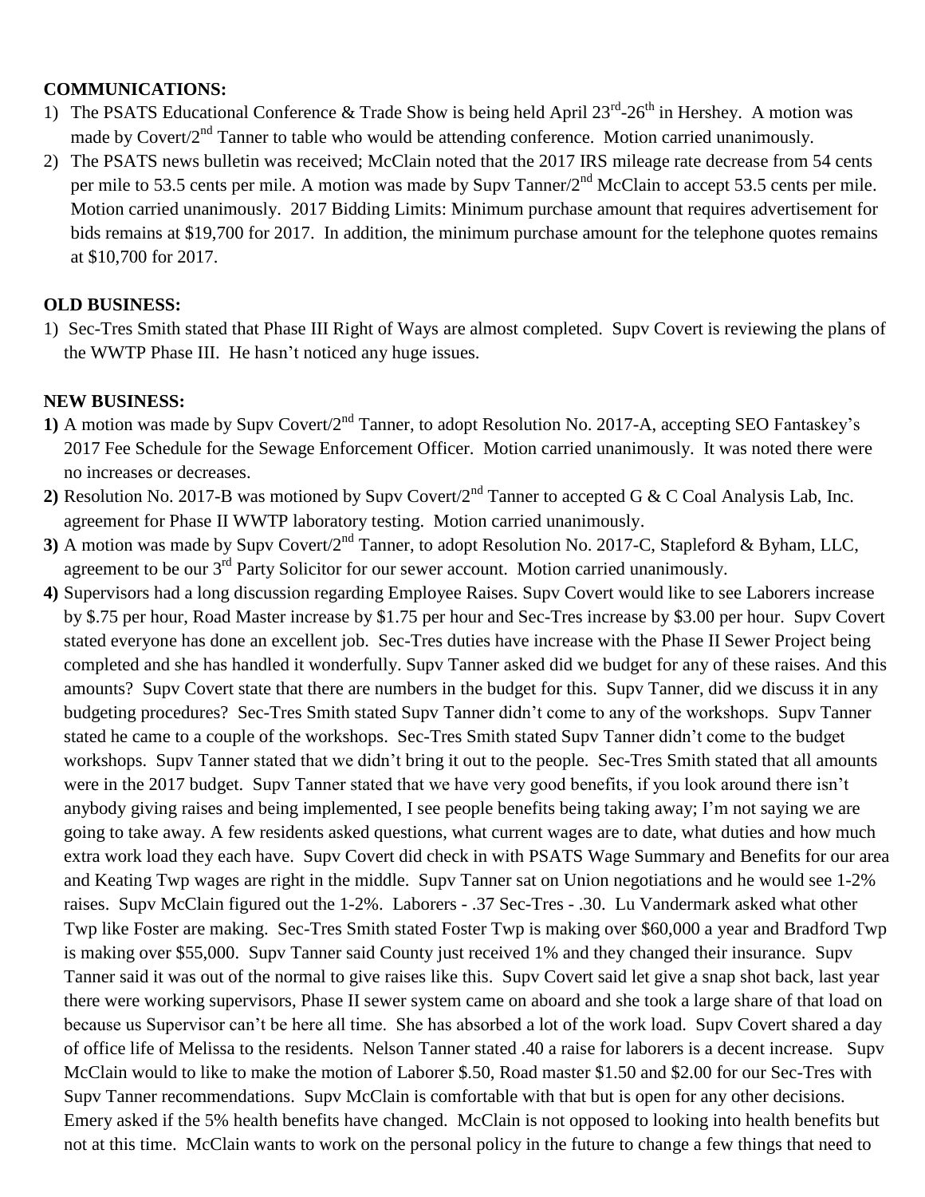**COMMUNICATIONS:**

1) The PSATS Educational Conference & Trade Show is being held April 23rd-26th in Hershey. A motion was made by Covert/2nd Tanner to table who would be attending conference. Motion carried unanimously.
2) The PSATS news bulletin was received; McClain noted that the 2017 IRS mileage rate decrease from 54 cents per mile to 53.5 cents per mile. A motion was made by Supv Tanner/2nd McClain to accept 53.5 cents per mile. Motion carried unanimously. 2017 Bidding Limits: Minimum purchase amount that requires advertisement for bids remains at $19,700 for 2017. In addition, the minimum purchase amount for the telephone quotes remains at $10,700 for 2017.

**OLD BUSINESS:**

1) Sec-Tres Smith stated that Phase III Right of Ways are almost completed. Supv Covert is reviewing the plans of the WWTP Phase III. He hasn't noticed any huge issues.

**NEW BUSINESS:**

**1)** A motion was made by Supv Covert/2nd Tanner, to adopt Resolution No. 2017-A, accepting SEO Fantaskey's 2017 Fee Schedule for the Sewage Enforcement Officer. Motion carried unanimously. It was noted there were no increases or decreases.

**2)** Resolution No. 2017-B was motioned by Supv Covert/2nd Tanner to accepted G & C Coal Analysis Lab, Inc. agreement for Phase II WWTP laboratory testing. Motion carried unanimously.

**3)** A motion was made by Supv Covert/2nd Tanner, to adopt Resolution No. 2017-C, Stapleford & Byham, LLC, agreement to be our 3rd Party Solicitor for our sewer account. Motion carried unanimously.

**4)** Supervisors had a long discussion regarding Employee Raises. Supv Covert would like to see Laborers increase by $.75 per hour, Road Master increase by $1.75 per hour and Sec-Tres increase by $3.00 per hour. Supv Covert stated everyone has done an excellent job. Sec-Tres duties have increase with the Phase II Sewer Project being completed and she has handled it wonderfully. Supv Tanner asked did we budget for any of these raises. And this amounts? Supv Covert state that there are numbers in the budget for this. Supv Tanner, did we discuss it in any budgeting procedures? Sec-Tres Smith stated Supv Tanner didn't come to any of the workshops. Supv Tanner stated he came to a couple of the workshops. Sec-Tres Smith stated Supv Tanner didn't come to the budget workshops. Supv Tanner stated that we didn't bring it out to the people. Sec-Tres Smith stated that all amounts were in the 2017 budget. Supv Tanner stated that we have very good benefits, if you look around there isn't anybody giving raises and being implemented, I see people benefits being taking away; I'm not saying we are going to take away. A few residents asked questions, what current wages are to date, what duties and how much extra work load they each have. Supv Covert did check in with PSATS Wage Summary and Benefits for our area and Keating Twp wages are right in the middle. Supv Tanner sat on Union negotiations and he would see 1-2% raises. Supv McClain figured out the 1-2%. Laborers - .37 Sec-Tres - .30. Lu Vandermark asked what other Twp like Foster are making. Sec-Tres Smith stated Foster Twp is making over $60,000 a year and Bradford Twp is making over $55,000. Supv Tanner said County just received 1% and they changed their insurance. Supv Tanner said it was out of the normal to give raises like this. Supv Covert said let give a snap shot back, last year there were working supervisors, Phase II sewer system came on aboard and she took a large share of that load on because us Supervisor can't be here all time. She has absorbed a lot of the work load. Supv Covert shared a day of office life of Melissa to the residents. Nelson Tanner stated .40 a raise for laborers is a decent increase. Supv McClain would to like to make the motion of Laborer $.50, Road master $1.50 and $2.00 for our Sec-Tres with Supv Tanner recommendations. Supv McClain is comfortable with that but is open for any other decisions. Emery asked if the 5% health benefits have changed. McClain is not opposed to looking into health benefits but not at this time. McClain wants to work on the personal policy in the future to change a few things that need to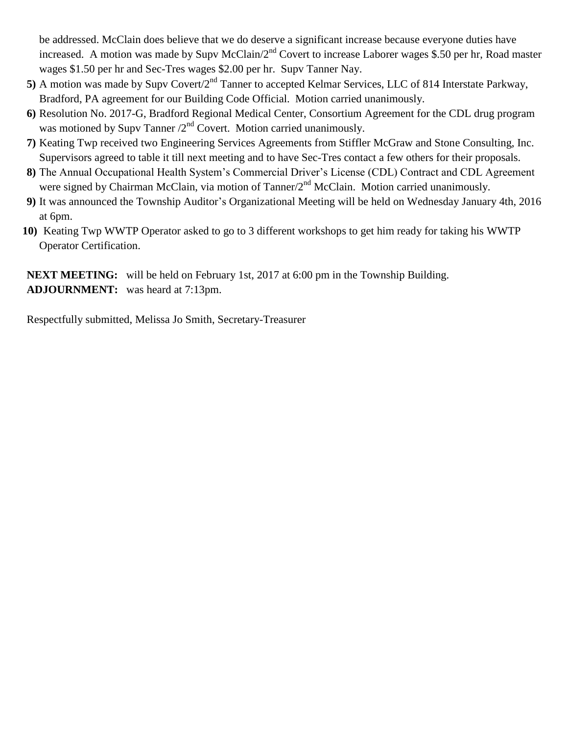be addressed. McClain does believe that we do deserve a significant increase because everyone duties have increased. A motion was made by Supv McClain/2nd Covert to increase Laborer wages $.50 per hr, Road master wages $1.50 per hr and Sec-Tres wages $2.00 per hr. Supv Tanner Nay.

5) A motion was made by Supv Covert/2nd Tanner to accepted Kelmar Services, LLC of 814 Interstate Parkway, Bradford, PA agreement for our Building Code Official. Motion carried unanimously.
6) Resolution No. 2017-G, Bradford Regional Medical Center, Consortium Agreement for the CDL drug program was motioned by Supv Tanner /2nd Covert. Motion carried unanimously.
7) Keating Twp received two Engineering Services Agreements from Stiffler McGraw and Stone Consulting, Inc. Supervisors agreed to table it till next meeting and to have Sec-Tres contact a few others for their proposals.
8) The Annual Occupational Health System's Commercial Driver's License (CDL) Contract and CDL Agreement were signed by Chairman McClain, via motion of Tanner/2nd McClain. Motion carried unanimously.
9) It was announced the Township Auditor's Organizational Meeting will be held on Wednesday January 4th, 2016 at 6pm.
10) Keating Twp WWTP Operator asked to go to 3 different workshops to get him ready for taking his WWTP Operator Certification.

**NEXT MEETING:** will be held on February 1st, 2017 at 6:00 pm in the Township Building.
**ADJOURNMENT:** was heard at 7:13pm.

Respectfully submitted, Melissa Jo Smith, Secretary-Treasurer